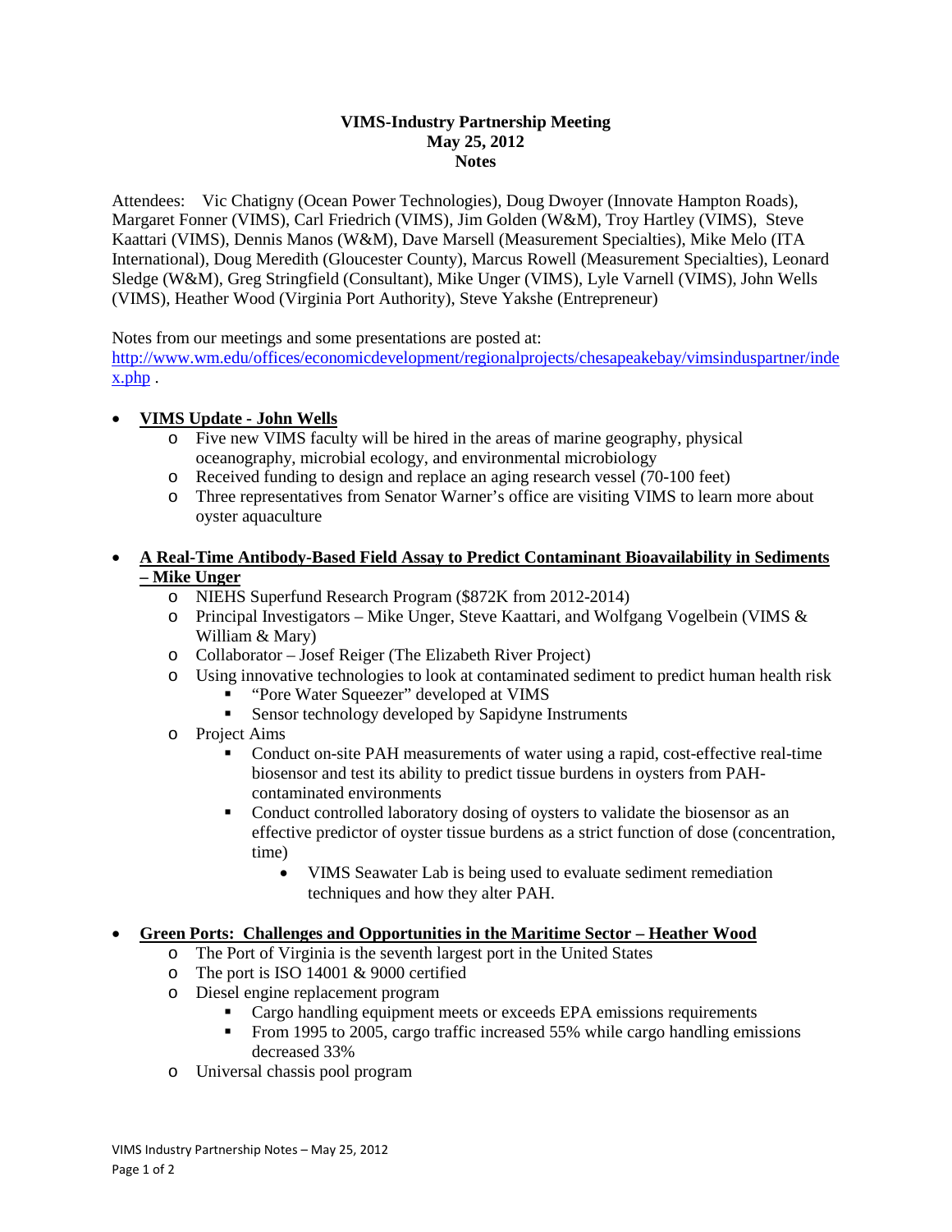# VIMS-Industry Partnership Meeting
## May 25, 2012
## Notes

Attendees: Vic Chatigny (Ocean Power Technologies), Doug Dwoyer (Innovate Hampton Roads), Margaret Fonner (VIMS), Carl Friedrich (VIMS), Jim Golden (W&M), Troy Hartley (VIMS), Steve Kaattari (VIMS), Dennis Manos (W&M), Dave Marsell (Measurement Specialties), Mike Melo (ITA International), Doug Meredith (Gloucester County), Marcus Rowell (Measurement Specialties), Leonard Sledge (W&M), Greg Stringfield (Consultant), Mike Unger (VIMS), Lyle Varnell (VIMS), John Wells (VIMS), Heather Wood (Virginia Port Authority), Steve Yakshe (Entrepreneur)

Notes from our meetings and some presentations are posted at: [http://www.wm.edu/offices/economicdevelopment/regionalprojects/chesapeakebay/vimsinduspartner/index.php](http://www.wm.edu/offices/economicdevelopment/regionalprojects/chesapeakebay/vimsinduspartner/index.php) .

- **VIMS Update - John Wells**
  - Five new VIMS faculty will be hired in the areas of marine geography, physical oceanography, microbial ecology, and environmental microbiology
  - Received funding to design and replace an aging research vessel (70-100 feet)
  - Three representatives from Senator Warner's office are visiting VIMS to learn more about oyster aquaculture

- **A Real-Time Antibody-Based Field Assay to Predict Contaminant Bioavailability in Sediments – Mike Unger**
  - NIEHS Superfund Research Program ($872K from 2012-2014)
  - Principal Investigators – Mike Unger, Steve Kaattari, and Wolfgang Vogelbein (VIMS & William & Mary)
  - Collaborator – Josef Reiger (The Elizabeth River Project)
  - Using innovative technologies to look at contaminated sediment to predict human health risk
    - "Pore Water Squeezer" developed at VIMS
    - Sensor technology developed by Sapidyne Instruments
  - Project Aims
    - Conduct on-site PAH measurements of water using a rapid, cost-effective real-time biosensor and test its ability to predict tissue burdens in oysters from PAH-contaminated environments
    - Conduct controlled laboratory dosing of oysters to validate the biosensor as an effective predictor of oyster tissue burdens as a strict function of dose (concentration, time)
      - VIMS Seawater Lab is being used to evaluate sediment remediation techniques and how they alter PAH.

- **Green Ports: Challenges and Opportunities in the Maritime Sector – Heather Wood**
  - The Port of Virginia is the seventh largest port in the United States
  - The port is ISO 14001 & 9000 certified
  - Diesel engine replacement program
    - Cargo handling equipment meets or exceeds EPA emissions requirements
    - From 1995 to 2005, cargo traffic increased 55% while cargo handling emissions decreased 33%
  - Universal chassis pool program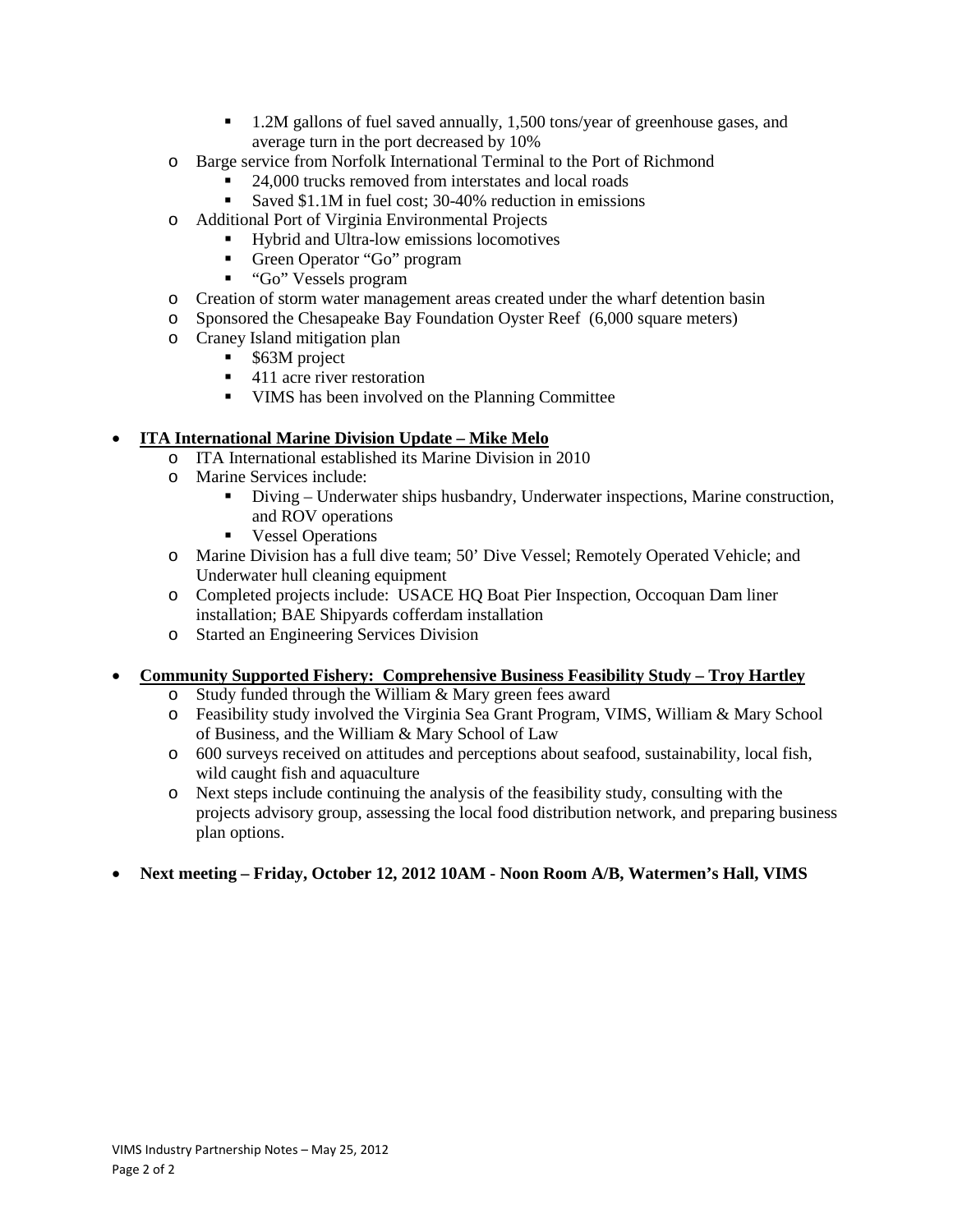- 1.2M gallons of fuel saved annually, 1,500 tons/year of greenhouse gases, and average turn in the port decreased by 10%
    - Barge service from Norfolk International Terminal to the Port of Richmond
        - 24,000 trucks removed from interstates and local roads
        - Saved $1.1M in fuel cost; 30-40% reduction in emissions
    - Additional Port of Virginia Environmental Projects
        - Hybrid and Ultra-low emissions locomotives
        - Green Operator "Go" program
        - "Go" Vessels program
    - Creation of storm water management areas created under the wharf detention basin
    - Sponsored the Chesapeake Bay Foundation Oyster Reef (6,000 square meters)
    - Craney Island mitigation plan
        - $63M project
        - 411 acre river restoration
        - VIMS has been involved on the Planning Committee

- **<u>ITA International Marine Division Update – Mike Melo</u>**
    - ITA International established its Marine Division in 2010
    - Marine Services include:
        - Diving – Underwater ships husbandry, Underwater inspections, Marine construction, and ROV operations
        - Vessel Operations
    - Marine Division has a full dive team; 50' Dive Vessel; Remotely Operated Vehicle; and Underwater hull cleaning equipment
    - Completed projects include: USACE HQ Boat Pier Inspection, Occoquan Dam liner installation; BAE Shipyards cofferdam installation
    - Started an Engineering Services Division

- **<u>Community Supported Fishery: Comprehensive Business Feasibility Study – Troy Hartley</u>**
    - Study funded through the William & Mary green fees award
    - Feasibility study involved the Virginia Sea Grant Program, VIMS, William & Mary School of Business, and the William & Mary School of Law
    - 600 surveys received on attitudes and perceptions about seafood, sustainability, local fish, wild caught fish and aquaculture
    - Next steps include continuing the analysis of the feasibility study, consulting with the projects advisory group, assessing the local food distribution network, and preparing business plan options.

- **Next meeting – Friday, October 12, 2012 10AM - Noon Room A/B, Watermen's Hall, VIMS**